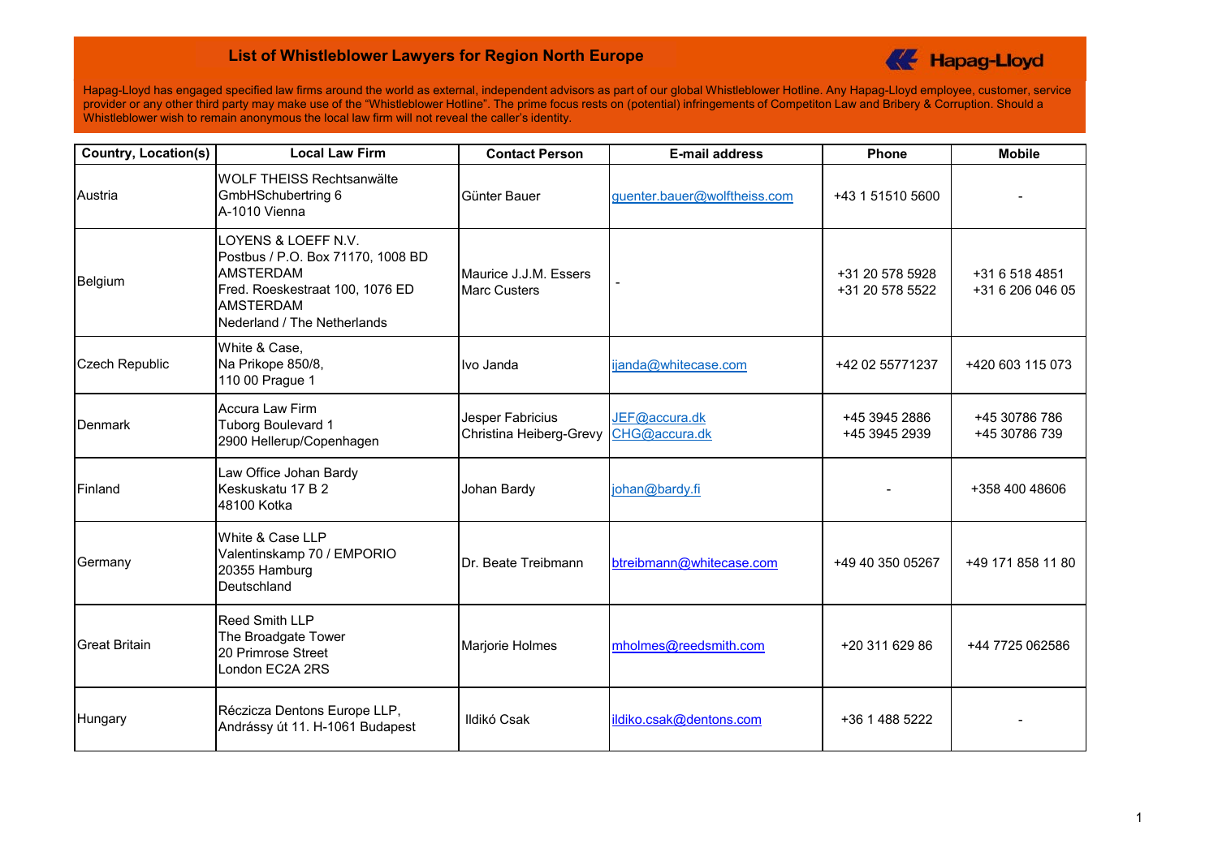# List of Whistleblower Lawyers for Region North Europe

Hapag-Lloyd

Hapag-Lloyd has engaged specified law firms around the world as external, independent advisors as part of our global Whistleblower Hotline. Any Hapag-Lloyd employee, customer, service provider or any other third party may make use of the "Whistleblower Hotline". The prime focus rests on (potential) infringements of Competiton Law and Bribery & Corruption. Should a Whistleblower wish to remain anonymous the local law firm will not reveal the caller's identity.

| Country, Location(s) | Local Law Firm | Contact Person | E-mail address | Phone | Mobile |
|---|---|---|---|---|---|
| Austria | WOLF THEISS Rechtsanwälte GmbHSchubertring 6<br>A-1010 Vienna | Günter Bauer | guenter.bauer@wolftheiss.com | +43 1 51510 5600 | - |
| Belgium | LOYENS & LOEFF N.V.<br>Postbus / P.O. Box 71170, 1008 BD AMSTERDAM<br>Fred. Roeskestraat 100, 1076 ED AMSTERDAM<br>Nederland / The Netherlands | Maurice J.J.M. Essers<br>Marc Custers | - | +31 20 578 5928<br>+31 20 578 5522 | +31 6 518 4851<br>+31 6 206 046 05 |
| Czech Republic | White & Case,<br>Na Prikope 850/8,<br>110 00 Prague 1 | Ivo Janda | ijanda@whitecase.com | +42 02 55771237 | +420 603 115 073 |
| Denmark | Accura Law Firm<br>Tuborg Boulevard 1<br>2900 Hellerup/Copenhagen | Jesper Fabricius<br>Christina Heiberg-Grevy | JEF@accura.dk<br>CHG@accura.dk | +45 3945 2886<br>+45 3945 2939 | +45 30786 786<br>+45 30786 739 |
| Finland | Law Office Johan Bardy<br>Keskuskatu 17 B 2<br>48100 Kotka | Johan Bardy | johan@bardy.fi | - | +358 400 48606 |
| Germany | White & Case LLP<br>Valentinskamp 70 / EMPORIO<br>20355 Hamburg<br>Deutschland | Dr. Beate Treibmann | btreibmann@whitecase.com | +49 40 350 05267 | +49 171 858 11 80 |
| Great Britain | Reed Smith LLP<br>The Broadgate Tower<br>20 Primrose Street<br>London EC2A 2RS | Marjorie Holmes | mholmes@reedsmith.com | +20 311 629 86 | +44 7725 062586 |
| Hungary | Réczicza Dentons Europe LLP,<br>Andrássy út 11. H-1061 Budapest | Ildikó Csak | ildiko.csak@dentons.com | +36 1 488 5222 | - |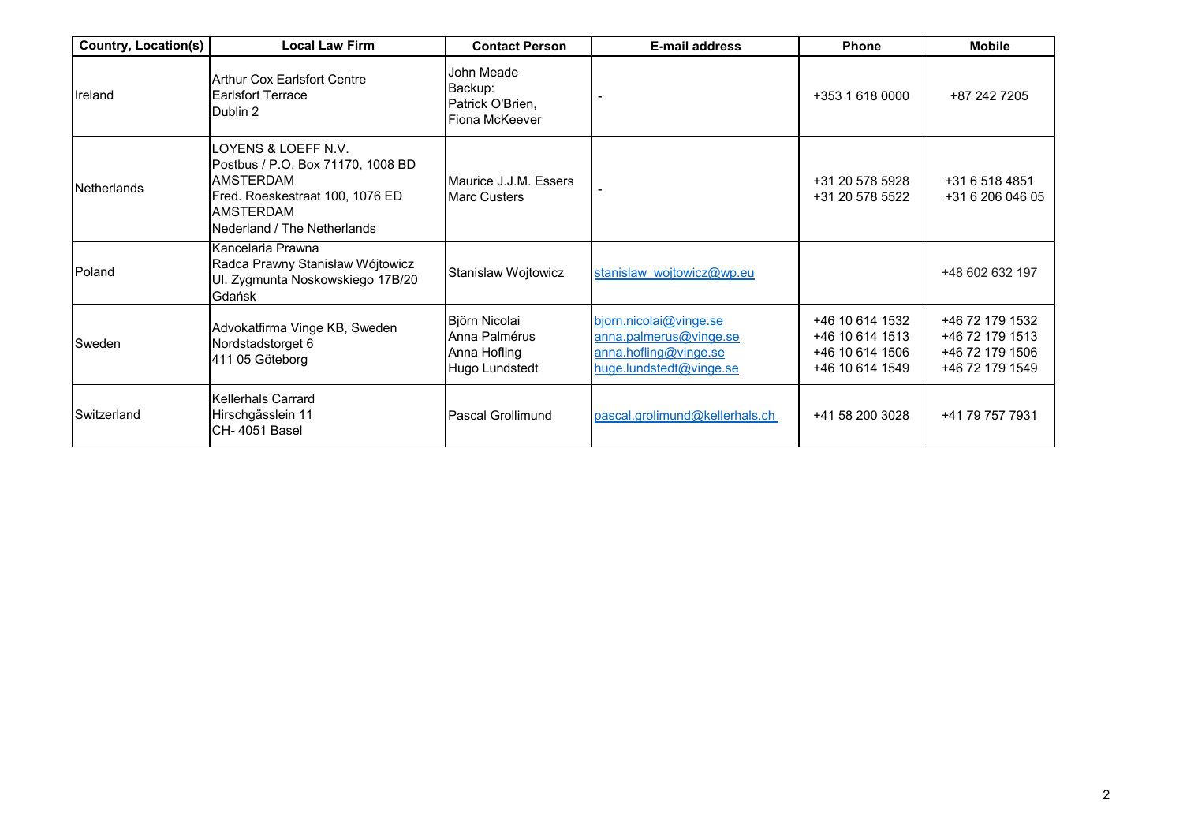| Country, Location(s) | Local Law Firm | Contact Person | E-mail address | Phone | Mobile |
|---|---|---|---|---|---|
| Ireland | Arthur Cox Earlsfort Centre<br>Earlsfort Terrace<br>Dublin 2 | John Meade<br>Backup:<br>Patrick O'Brien,<br>Fiona McKeever | - | +353 1 618 0000 | +87 242 7205 |
| Netherlands | LOYENS & LOEFF N.V.<br>Postbus / P.O. Box 71170, 1008 BD AMSTERDAM<br>Fred. Roeskestraat 100, 1076 ED AMSTERDAM<br>Nederland / The Netherlands | Maurice J.J.M. Essers<br>Marc Custers | - | +31 20 578 5928<br>+31 20 578 5522 | +31 6 518 4851<br>+31 6 206 046 05 |
| Poland | Kancelaria Prawna<br>Radca Prawny Stanisław Wójtowicz<br>Ul. Zygmunta Noskowskiego 17B/20<br>Gdańsk | Stanislaw Wojtowicz | stanislaw_wojtowicz@wp.eu | | +48 602 632 197 |
| Sweden | Advokatfirma Vinge KB, Sweden<br>Nordstadstorget 6<br>411 05 Göteborg | Björn Nicolai<br>Anna Palmérus<br>Anna Hofling<br>Hugo Lundstedt | bjorn.nicolai@vinge.se<br>anna.palmerus@vinge.se<br>anna.hofling@vinge.se<br>huge.lundstedt@vinge.se | +46 10 614 1532<br>+46 10 614 1513<br>+46 10 614 1506<br>+46 10 614 1549 | +46 72 179 1532<br>+46 72 179 1513<br>+46 72 179 1506<br>+46 72 179 1549 |
| Switzerland | Kellerhals Carrard<br>Hirschgässlein 11<br>CH- 4051 Basel | Pascal Grollimund | pascal.grolimund@kellerhals.ch | +41 58 200 3028 | +41 79 757 7931 |